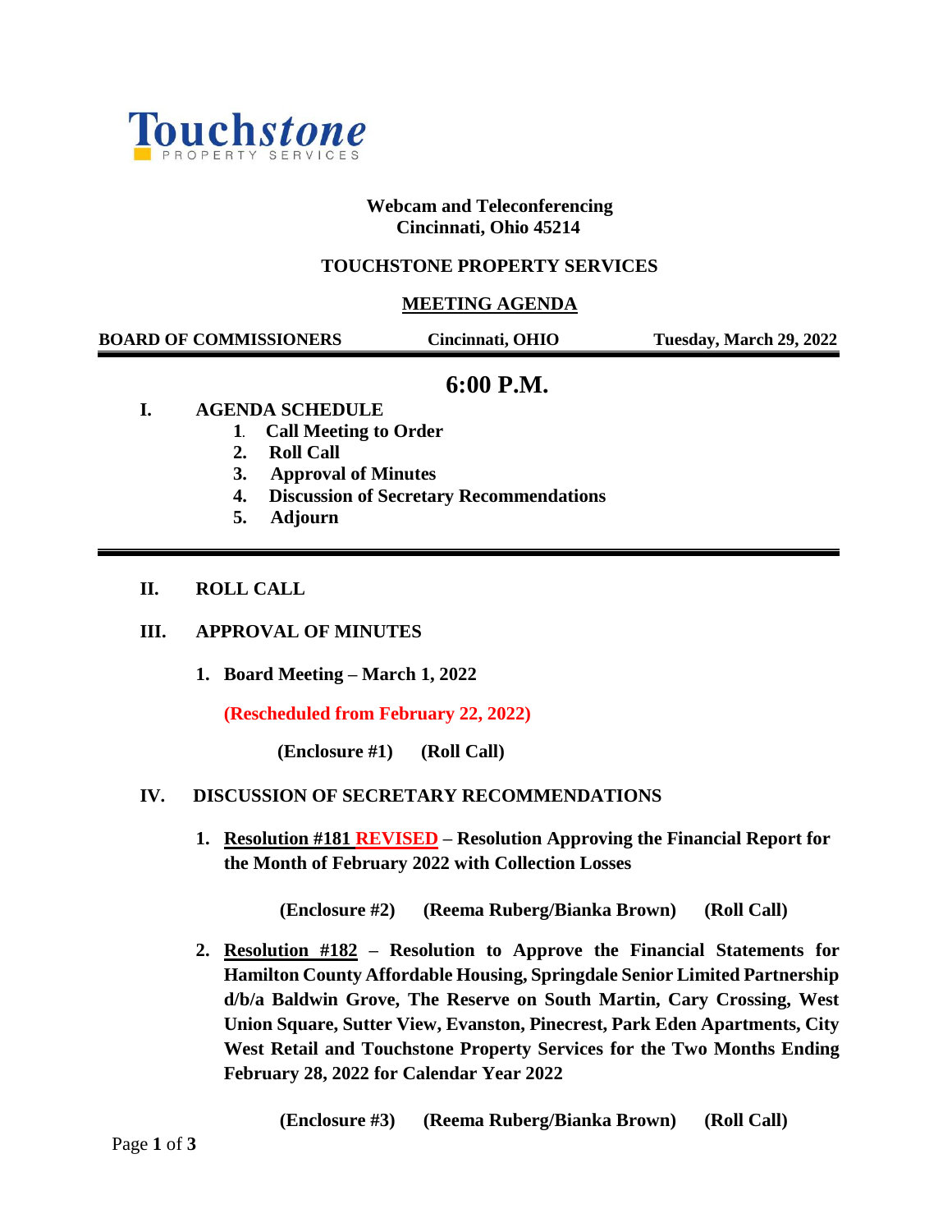Touchstone PROPERTY SERVICES

**Webcam and Teleconferencing**
**Cincinnati, Ohio 45214**

**TOUCHSTONE PROPERTY SERVICES**

**MEETING AGENDA**

**BOARD OF COMMISSIONERS** | **Cincinnati, OHIO** | **Tuesday, March 29, 2022**

## 6:00 P.M.

**I. AGENDA SCHEDULE**

1. **Call Meeting to Order**
2. **Roll Call**
3. **Approval of Minutes**
4. **Discussion of Secretary Recommendations**
5. **Adjourn**

---

**II. ROLL CALL**

**III. APPROVAL OF MINUTES**

1. **Board Meeting – March 1, 2022**

   **(Rescheduled from February 22, 2022)**

   **(Enclosure #1) (Roll Call)**

**IV. DISCUSSION OF SECRETARY RECOMMENDATIONS**

1. **Resolution #181 REVISED – Resolution Approving the Financial Report for the Month of February 2022 with Collection Losses**

   **(Enclosure #2) (Reema Ruberg/Bianka Brown) (Roll Call)**

2. **Resolution #182 – Resolution to Approve the Financial Statements for Hamilton County Affordable Housing, Springdale Senior Limited Partnership d/b/a Baldwin Grove, The Reserve on South Martin, Cary Crossing, West Union Square, Sutter View, Evanston, Pinecrest, Park Eden Apartments, City West Retail and Touchstone Property Services for the Two Months Ending February 28, 2022 for Calendar Year 2022**

   **(Enclosure #3) (Reema Ruberg/Bianka Brown) (Roll Call)**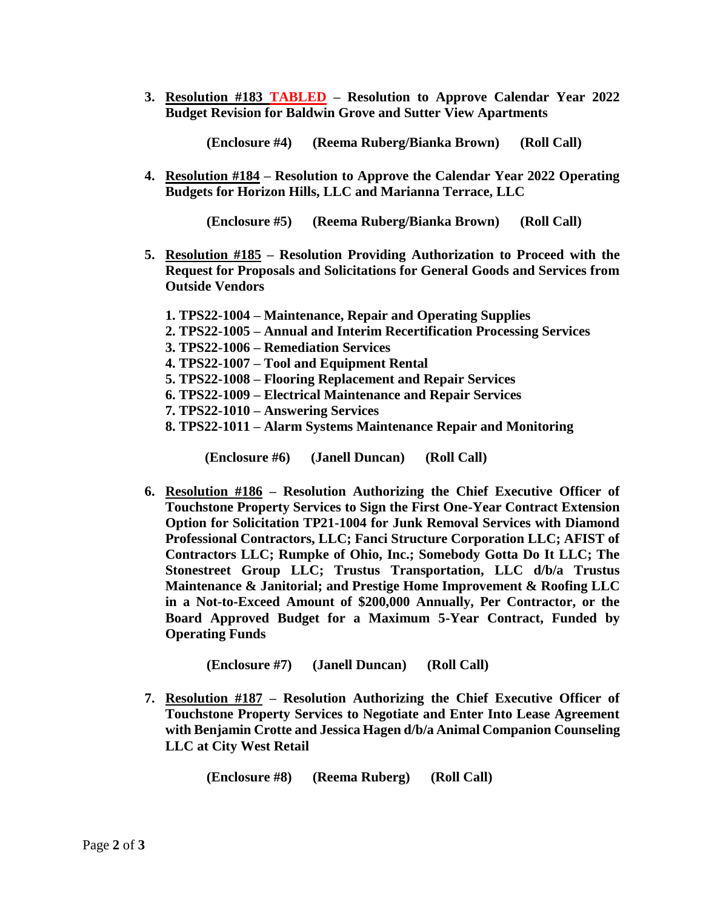3. **<u>Resolution #183</u> <u>TABLED</u> – Resolution to Approve Calendar Year 2022 Budget Revision for Baldwin Grove and Sutter View Apartments**

   **(Enclosure #4) (Reema Ruberg/Bianka Brown) (Roll Call)**

4. **<u>Resolution #184</u> – Resolution to Approve the Calendar Year 2022 Operating Budgets for Horizon Hills, LLC and Marianna Terrace, LLC**

   **(Enclosure #5) (Reema Ruberg/Bianka Brown) (Roll Call)**

5. **<u>Resolution #185</u> – Resolution Providing Authorization to Proceed with the Request for Proposals and Solicitations for General Goods and Services from Outside Vendors**

   1. **TPS22-1004 – Maintenance, Repair and Operating Supplies**
   2. **TPS22-1005 – Annual and Interim Recertification Processing Services**
   3. **TPS22-1006 – Remediation Services**
   4. **TPS22-1007 – Tool and Equipment Rental**
   5. **TPS22-1008 – Flooring Replacement and Repair Services**
   6. **TPS22-1009 – Electrical Maintenance and Repair Services**
   7. **TPS22-1010 – Answering Services**
   8. **TPS22-1011 – Alarm Systems Maintenance Repair and Monitoring**

   **(Enclosure #6) (Janell Duncan) (Roll Call)**

6. **<u>Resolution #186</u> – Resolution Authorizing the Chief Executive Officer of Touchstone Property Services to Sign the First One-Year Contract Extension Option for Solicitation TP21-1004 for Junk Removal Services with Diamond Professional Contractors, LLC; Fanci Structure Corporation LLC; AFIST of Contractors LLC; Rumpke of Ohio, Inc.; Somebody Gotta Do It LLC; The Stonestreet Group LLC; Trustus Transportation, LLC d/b/a Trustus Maintenance & Janitorial; and Prestige Home Improvement & Roofing LLC in a Not-to-Exceed Amount of $200,000 Annually, Per Contractor, or the Board Approved Budget for a Maximum 5-Year Contract, Funded by Operating Funds**

   **(Enclosure #7) (Janell Duncan) (Roll Call)**

7. **<u>Resolution #187</u> – Resolution Authorizing the Chief Executive Officer of Touchstone Property Services to Negotiate and Enter Into Lease Agreement with Benjamin Crotte and Jessica Hagen d/b/a Animal Companion Counseling LLC at City West Retail**

   **(Enclosure #8) (Reema Ruberg) (Roll Call)**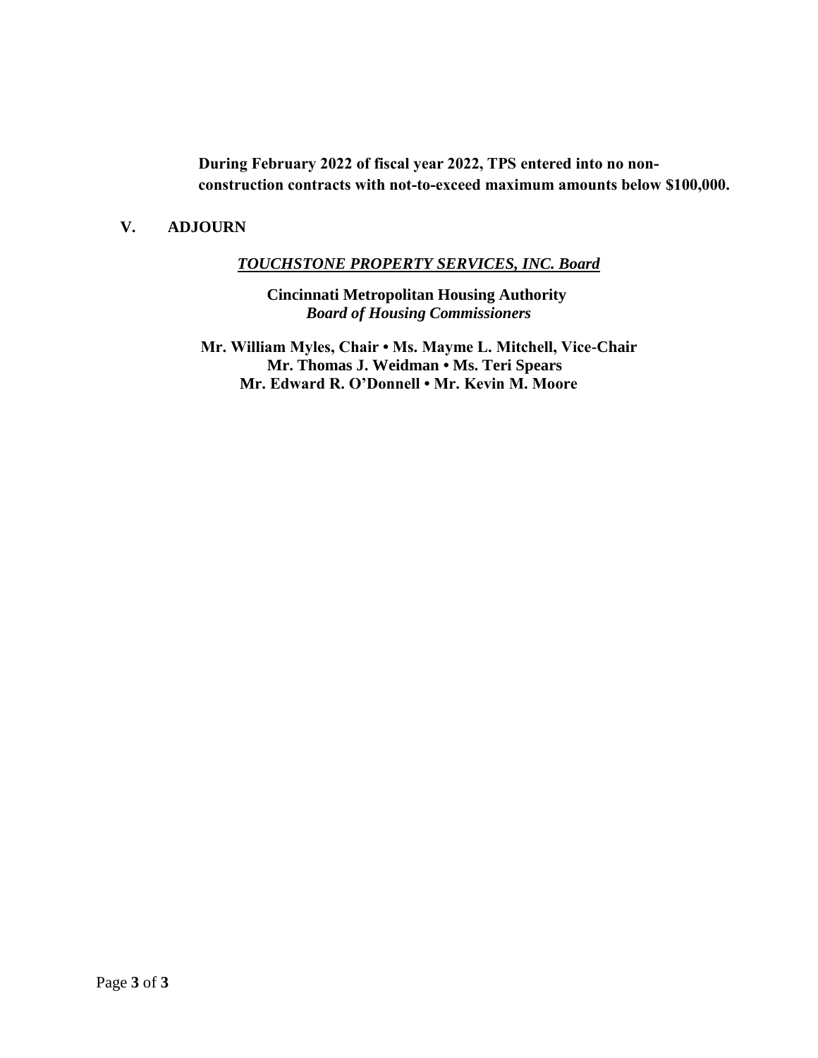**During February 2022 of fiscal year 2022, TPS entered into no non-construction contracts with not-to-exceed maximum amounts below $100,000.**

## V. ADJOURN

***TOUCHSTONE PROPERTY SERVICES, INC. Board***

**Cincinnati Metropolitan Housing Authority**
***Board of Housing Commissioners***

**Mr. William Myles, Chair • Ms. Mayme L. Mitchell, Vice-Chair**
**Mr. Thomas J. Weidman • Ms. Teri Spears**
**Mr. Edward R. O'Donnell • Mr. Kevin M. Moore**